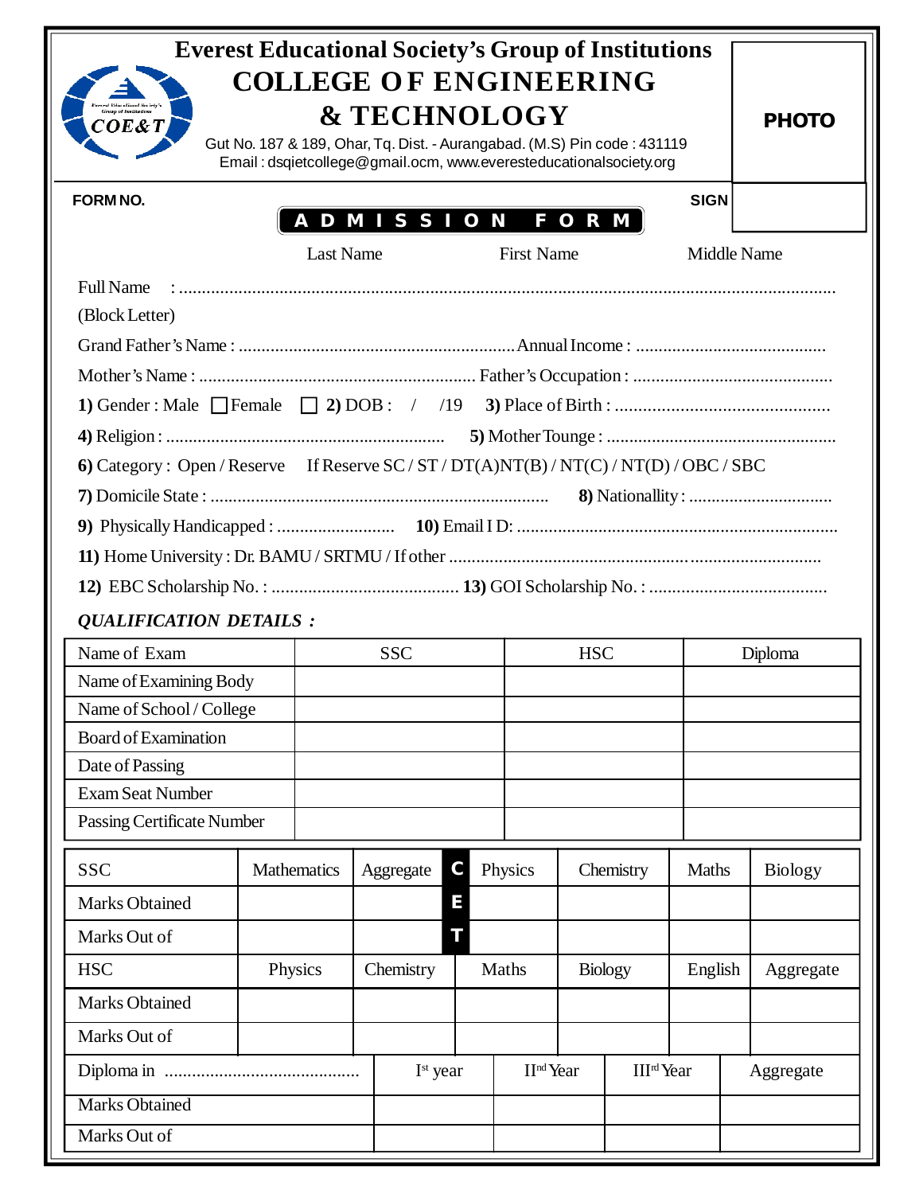# Everest Educational Society's Group of Institutions

# COLLEGE OF ENGINEERING & TECHNOLOGY

Gut No. 187 & 189, Ohar, Tq. Dist. - Aurangabad. (M.S) Pin code : 431119
Email : dsqietcollege@gmail.ocm, www.everesteducationalsociety.org

PHOTO

**FORM NO.** **SIGN**

## ADMISSION FORM

Last Name First Name Middle Name

Full Name : ................................................................................................................................
(Block Letter)

Grand Father's Name : ............................................................ Annual Income : .........................................

Mother's Name : ............................................................ Father's Occupation : ...........................................

**1)** Gender : Male ☐ Female ☐ **2)** DOB : / /19 **3)** Place of Birth : ..............................................

**4)** Religion : ............................................................ **5)** Mother Tounge : ..................................................

**6)** Category : Open / Reserve If Reserve SC / ST / DT(A)NT(B) / NT(C) / NT(D) / OBC / SBC

**7)** Domicile State : .......................................................................... **8)** Nationallity : ................................

**9)** Physically Handicaped : .......................... **10)** Email I D: ......................................................................

**11)** Home University : Dr. BAMU / SRTMU / If other .................................................................................

**12)** EBC Scholarship No. : ......................................... **13)** GOI Scholarship No. : .......................................

***QUALIFICATION DETAILS :***

| Name of Exam | SSC | HSC | Diploma |
|---|---|---|---|
| Name of Examining Body | | | |
| Name of School / College | | | |
| Board of Examination | | | |
| Date of Passing | | | |
| Exam Seat Number | | | |
| Passing Certificate Number | | | |

| SSC | Mathematics | Aggregate | CET | Physics | Chemistry | Maths | Biology |
|---|---|---|---|---|---|---|---|
| Marks Obtained | | | | | | | |
| Marks Out of | | | | | | | |

| HSC | Physics | Chemistry | Maths | Biology | English | Aggregate |
|---|---|---|---|---|---|---|
| Marks Obtained | | | | | | |
| Marks Out of | | | | | | |

| Diploma in .......................................... | Ist year | IInd Year | IIIrd Year | Aggregate |
|---|---|---|---|---|
| Marks Obtained | | | | |
| Marks Out of | | | | |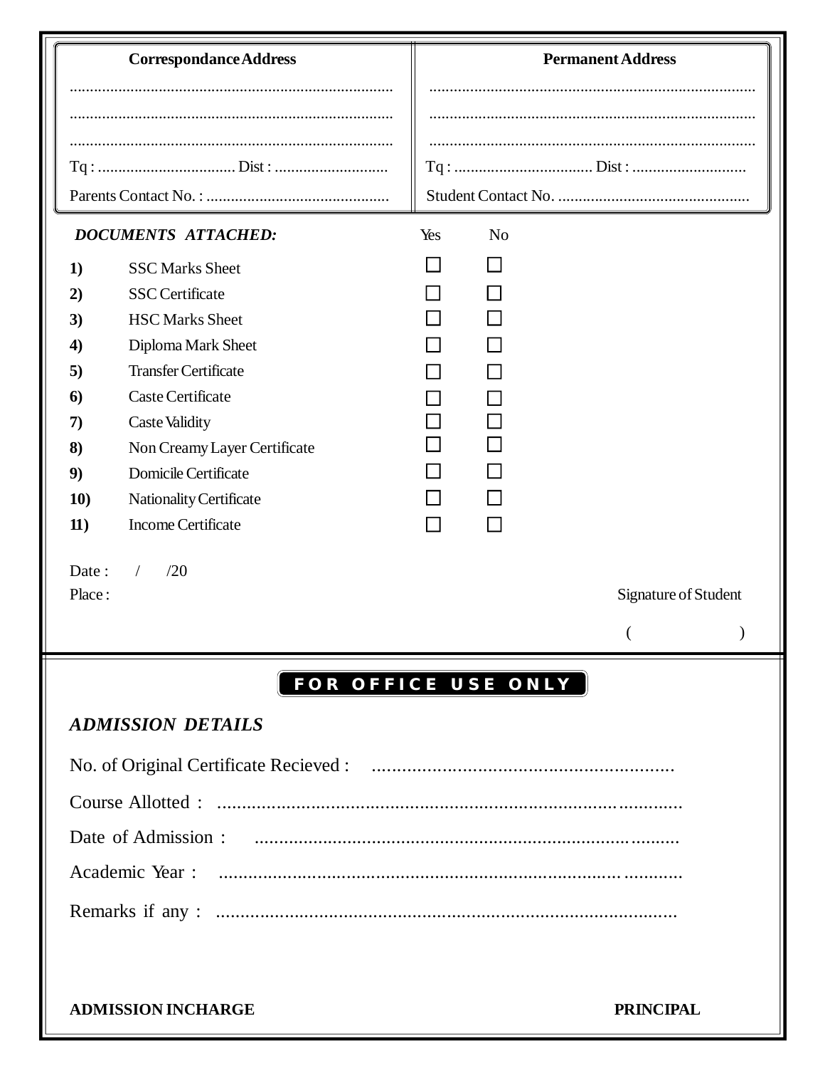| **Correspondance Address** | **Permanent Address** |
|---|---|
| ................................................................................ | ................................................................................ |
| ................................................................................ | ................................................................................ |
| ................................................................................ | ................................................................................ |
| Tq : .................................. Dist : ............................ | Tq : .................................. Dist : ............................ |
| Parents Contact No. : ............................................ | Student Contact No. ............................................... |

| ***DOCUMENTS ATTACHED:*** | | Yes | No |
|---|---|---|---|
| **1)** | SSC Marks Sheet | ☐ | ☐ |
| **2)** | SSC Certificate | ☐ | ☐ |
| **3)** | HSC Marks Sheet | ☐ | ☐ |
| **4)** | Diploma Mark Sheet | ☐ | ☐ |
| **5)** | Transfer Certificate | ☐ | ☐ |
| **6)** | Caste Certificate | ☐ | ☐ |
| **7)** | Caste Validity | ☐ | ☐ |
| **8)** | Non Creamy Layer Certificate | ☐ | ☐ |
| **9)** | Domicile Certificate | ☐ | ☐ |
| **10)** | Nationality Certificate | ☐ | ☐ |
| **11)** | Income Certificate | ☐ | ☐ |

Date : / /20

Place :

Signature of Student

( )

**FOR OFFICE USE ONLY**

## *ADMISSION DETAILS*

No. of Original Certificate Recieved : .............................................................

Course Allotted : ................................................................................................

Date of Admission : .........................................................................................

Academic Year : ...............................................................................................

Remarks if any : ...............................................................................................

**ADMISSION INCHARGE** **PRINCIPAL**